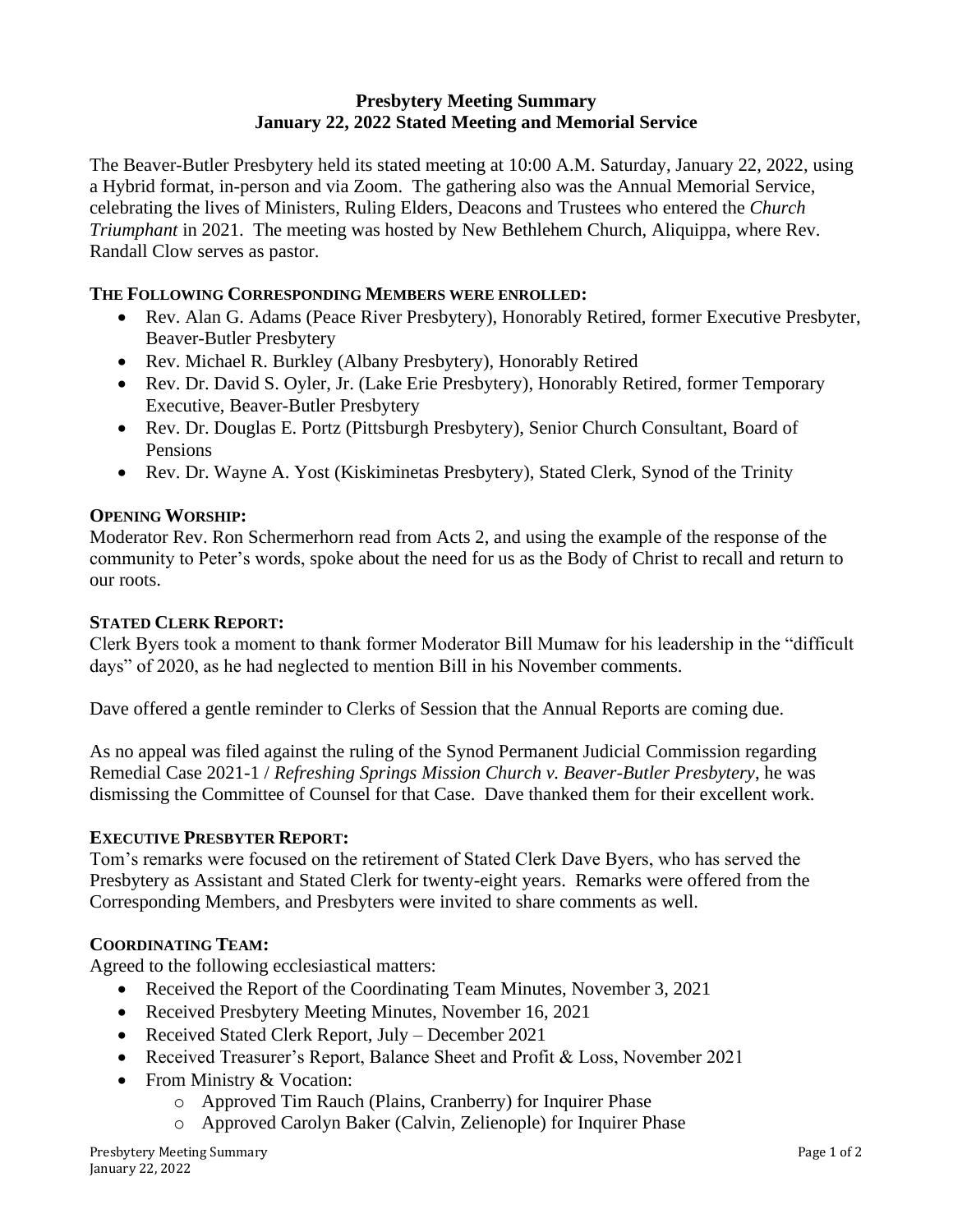**Presbytery Meeting Summary**
**January 22, 2022 Stated Meeting and Memorial Service**

The Beaver-Butler Presbytery held its stated meeting at 10:00 A.M. Saturday, January 22, 2022, using a Hybrid format, in-person and via Zoom. The gathering also was the Annual Memorial Service, celebrating the lives of Ministers, Ruling Elders, Deacons and Trustees who entered the *Church Triumphant* in 2021. The meeting was hosted by New Bethlehem Church, Aliquippa, where Rev. Randall Clow serves as pastor.

**THE FOLLOWING CORRESPONDING MEMBERS WERE ENROLLED:**

- Rev. Alan G. Adams (Peace River Presbytery), Honorably Retired, former Executive Presbyter, Beaver-Butler Presbytery
- Rev. Michael R. Burkley (Albany Presbytery), Honorably Retired
- Rev. Dr. David S. Oyler, Jr. (Lake Erie Presbytery), Honorably Retired, former Temporary Executive, Beaver-Butler Presbytery
- Rev. Dr. Douglas E. Portz (Pittsburgh Presbytery), Senior Church Consultant, Board of Pensions
- Rev. Dr. Wayne A. Yost (Kiskiminetas Presbytery), Stated Clerk, Synod of the Trinity

**OPENING WORSHIP:**

Moderator Rev. Ron Schermerhorn read from Acts 2, and using the example of the response of the community to Peter's words, spoke about the need for us as the Body of Christ to recall and return to our roots.

**STATED CLERK REPORT:**

Clerk Byers took a moment to thank former Moderator Bill Mumaw for his leadership in the "difficult days" of 2020, as he had neglected to mention Bill in his November comments.

Dave offered a gentle reminder to Clerks of Session that the Annual Reports are coming due.

As no appeal was filed against the ruling of the Synod Permanent Judicial Commission regarding Remedial Case 2021-1 / *Refreshing Springs Mission Church v. Beaver-Butler Presbytery*, he was dismissing the Committee of Counsel for that Case. Dave thanked them for their excellent work.

**EXECUTIVE PRESBYTER REPORT:**

Tom's remarks were focused on the retirement of Stated Clerk Dave Byers, who has served the Presbytery as Assistant and Stated Clerk for twenty-eight years. Remarks were offered from the Corresponding Members, and Presbyters were invited to share comments as well.

**COORDINATING TEAM:**

Agreed to the following ecclesiastical matters:

- Received the Report of the Coordinating Team Minutes, November 3, 2021
- Received Presbytery Meeting Minutes, November 16, 2021
- Received Stated Clerk Report, July – December 2021
- Received Treasurer's Report, Balance Sheet and Profit & Loss, November 2021
- From Ministry & Vocation:
    - Approved Tim Rauch (Plains, Cranberry) for Inquirer Phase
    - Approved Carolyn Baker (Calvin, Zelienople) for Inquirer Phase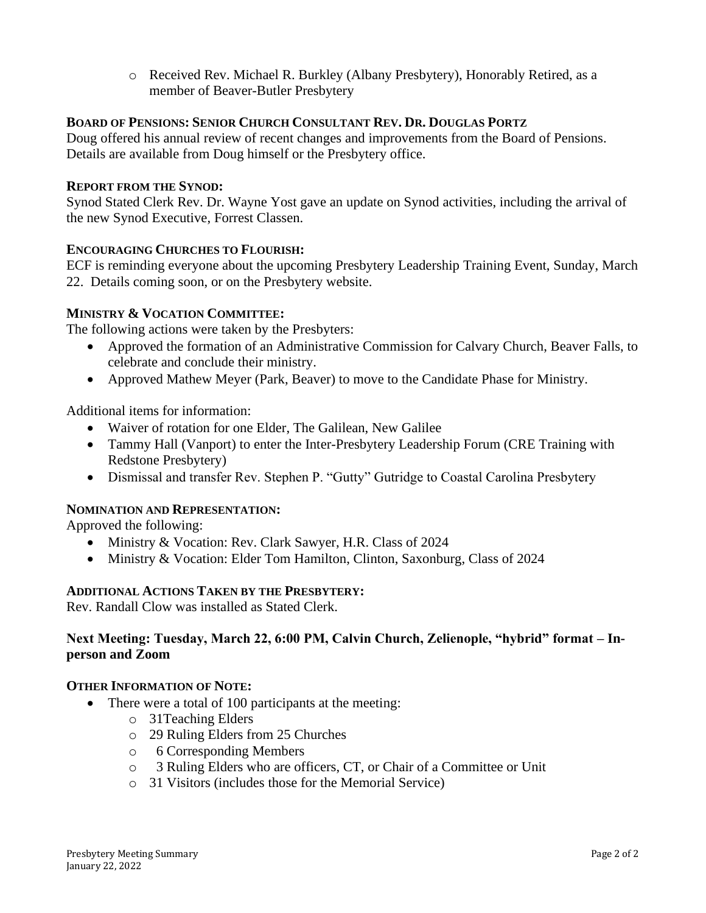- Received Rev. Michael R. Burkley (Albany Presbytery), Honorably Retired, as a member of Beaver-Butler Presbytery

**BOARD OF PENSIONS: SENIOR CHURCH CONSULTANT REV. DR. DOUGLAS PORTZ**

Doug offered his annual review of recent changes and improvements from the Board of Pensions. Details are available from Doug himself or the Presbytery office.

**REPORT FROM THE SYNOD:**

Synod Stated Clerk Rev. Dr. Wayne Yost gave an update on Synod activities, including the arrival of the new Synod Executive, Forrest Classen.

**ENCOURAGING CHURCHES TO FLOURISH:**

ECF is reminding everyone about the upcoming Presbytery Leadership Training Event, Sunday, March 22. Details coming soon, or on the Presbytery website.

**MINISTRY & VOCATION COMMITTEE:**

The following actions were taken by the Presbyters:

- Approved the formation of an Administrative Commission for Calvary Church, Beaver Falls, to celebrate and conclude their ministry.
- Approved Mathew Meyer (Park, Beaver) to move to the Candidate Phase for Ministry.

Additional items for information:

- Waiver of rotation for one Elder, The Galilean, New Galilee
- Tammy Hall (Vanport) to enter the Inter-Presbytery Leadership Forum (CRE Training with Redstone Presbytery)
- Dismissal and transfer Rev. Stephen P. "Gutty" Gutridge to Coastal Carolina Presbytery

**NOMINATION AND REPRESENTATION:**

Approved the following:

- Ministry & Vocation: Rev. Clark Sawyer, H.R. Class of 2024
- Ministry & Vocation: Elder Tom Hamilton, Clinton, Saxonburg, Class of 2024

**ADDITIONAL ACTIONS TAKEN BY THE PRESBYTERY:**

Rev. Randall Clow was installed as Stated Clerk.

**Next Meeting: Tuesday, March 22, 6:00 PM, Calvin Church, Zelienople, "hybrid" format – In-person and Zoom**

**OTHER INFORMATION OF NOTE:**

- There were a total of 100 participants at the meeting:
  - 31Teaching Elders
  - 29 Ruling Elders from 25 Churches
  - 6 Corresponding Members
  - 3 Ruling Elders who are officers, CT, or Chair of a Committee or Unit
  - 31 Visitors (includes those for the Memorial Service)